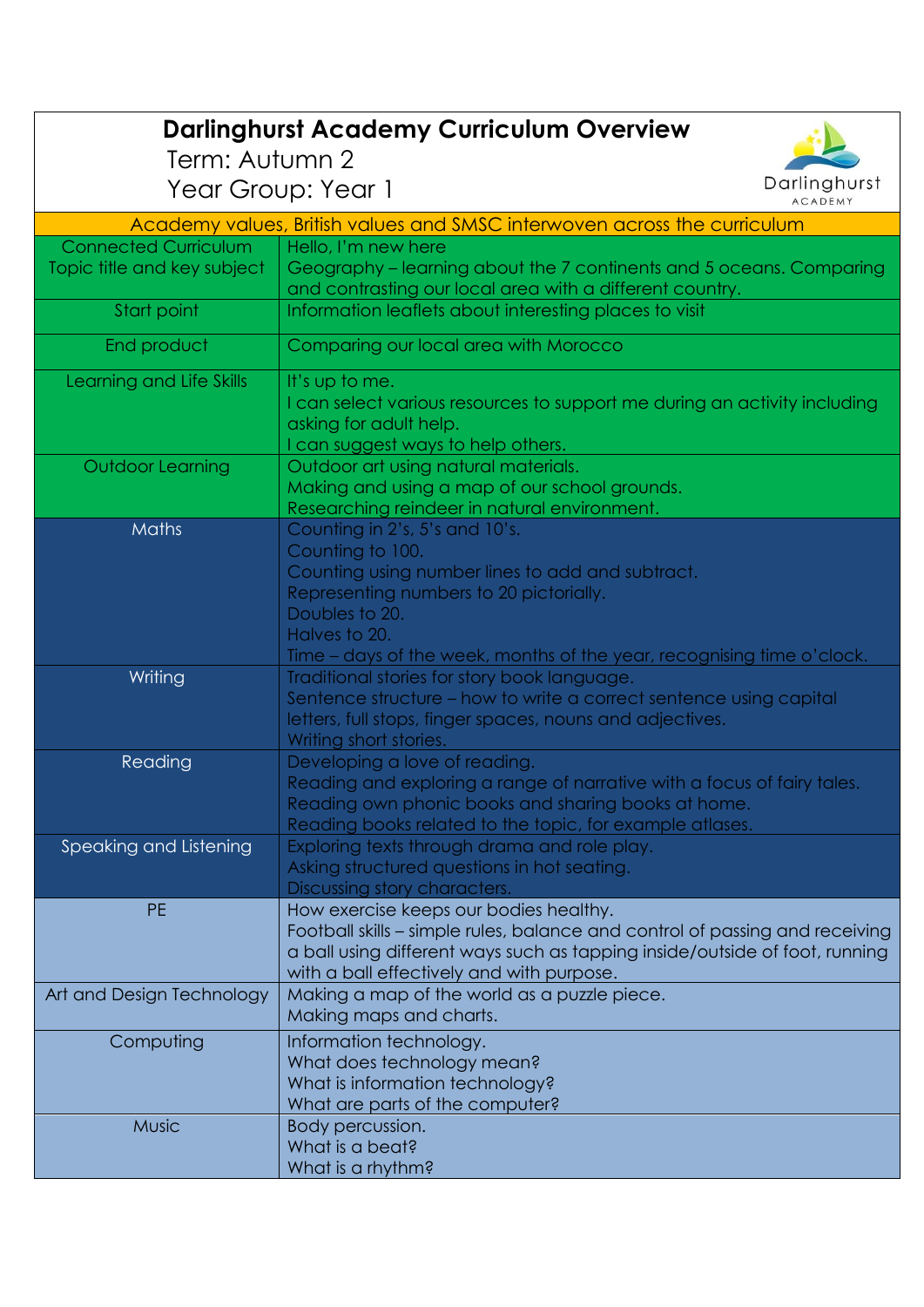# Darlinghurst Academy Curriculum Overview

Term: Autumn 2

Year Group: Year 1

| Academy values, British values and SMSC interwoven across the curriculum | |
|---|---|
| Connected Curriculum Topic title and key subject | Hello, I'm new here<br>Geography – learning about the 7 continents and 5 oceans. Comparing and contrasting our local area with a different country. |
| Start point | Information leaflets about interesting places to visit |
| End product | Comparing our local area with Morocco |
| Learning and Life Skills | It's up to me.<br>I can select various resources to support me during an activity including asking for adult help.<br>I can suggest ways to help others. |
| Outdoor Learning | Outdoor art using natural materials.<br>Making and using a map of our school grounds.<br>Researching reindeer in natural environment. |
| Maths | Counting in 2's, 5's and 10's.<br>Counting to 100.<br>Counting using number lines to add and subtract.<br>Representing numbers to 20 pictorially.<br>Doubles to 20.<br>Halves to 20.<br>Time – days of the week, months of the year, recognising time o'clock. |
| Writing | Traditional stories for story book language.<br>Sentence structure – how to write a correct sentence using capital letters, full stops, finger spaces, nouns and adjectives.<br>Writing short stories. |
| Reading | Developing a love of reading.<br>Reading and exploring a range of narrative with a focus of fairy tales.<br>Reading own phonic books and sharing books at home.<br>Reading books related to the topic, for example atlases. |
| Speaking and Listening | Exploring texts through drama and role play.<br>Asking structured questions in hot seating.<br>Discussing story characters. |
| PE | How exercise keeps our bodies healthy.<br>Football skills – simple rules, balance and control of passing and receiving a ball using different ways such as tapping inside/outside of foot, running with a ball effectively and with purpose. |
| Art and Design Technology | Making a map of the world as a puzzle piece.<br>Making maps and charts. |
| Computing | Information technology.<br>What does technology mean?<br>What is information technology?<br>What are parts of the computer? |
| Music | Body percussion.<br>What is a beat?<br>What is a rhythm? |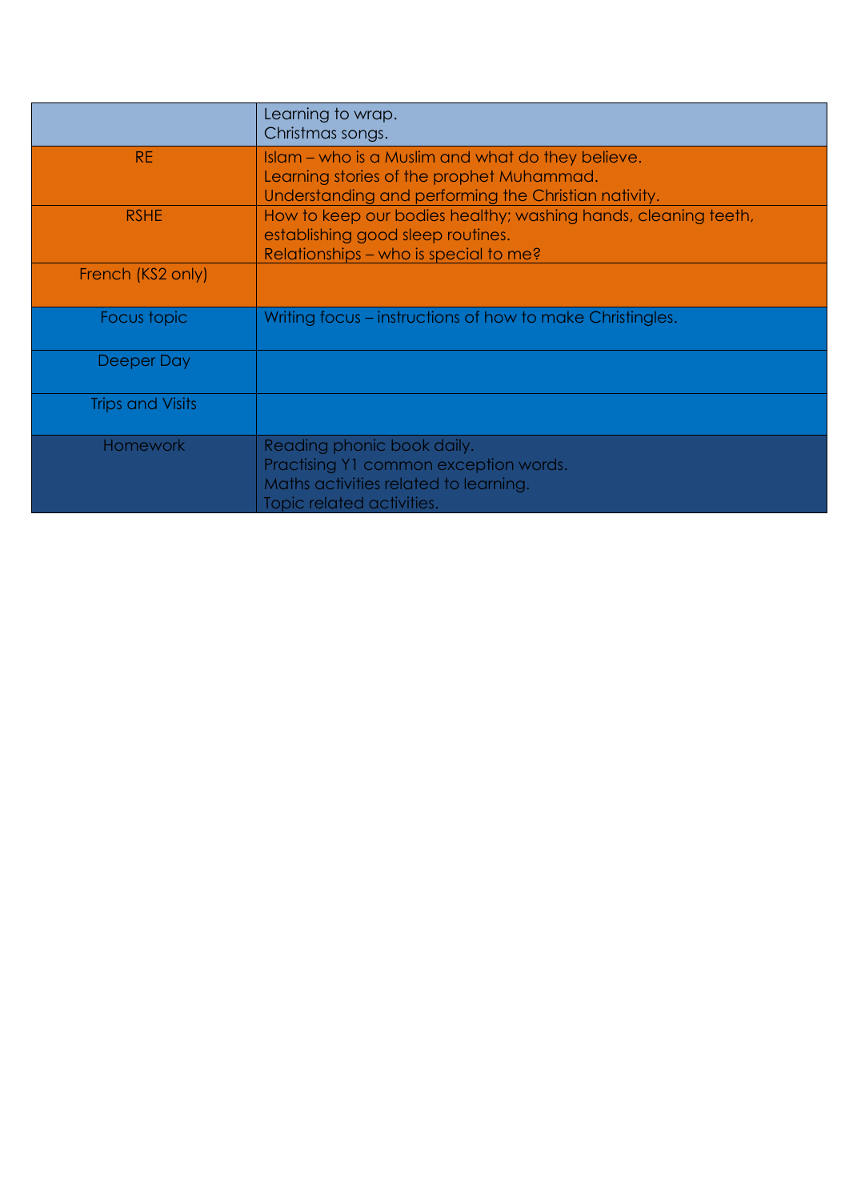| | |
|---|---|
| | Learning to wrap.<br>Christmas songs. |
| RE | Islam – who is a Muslim and what do they believe.<br>Learning stories of the prophet Muhammad.<br>Understanding and performing the Christian nativity. |
| RSHE | How to keep our bodies healthy; washing hands, cleaning teeth, establishing good sleep routines.<br>Relationships – who is special to me? |
| French (KS2 only) | |
| Focus topic | Writing focus – instructions of how to make Christingles. |
| Deeper Day | |
| Trips and Visits | |
| Homework | Reading phonic book daily.<br>Practising Y1 common exception words.<br>Maths activities related to learning.<br>Topic related activities. |